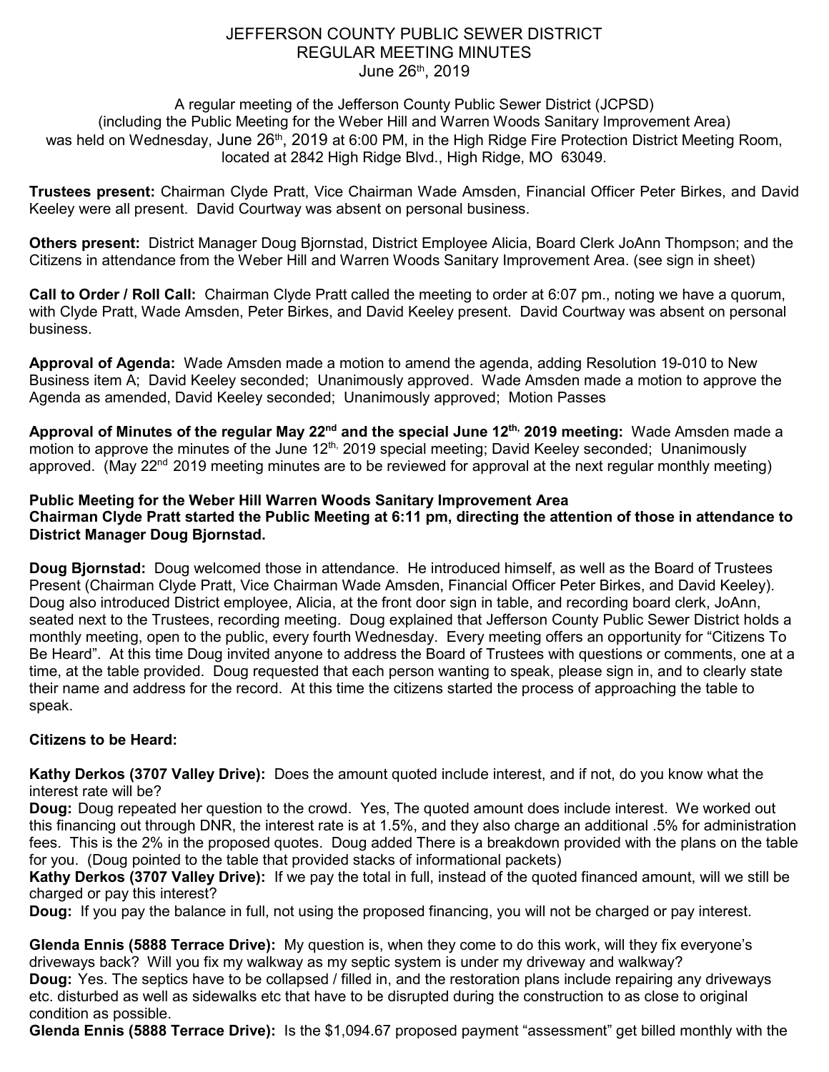# JEFFERSON COUNTY PUBLIC SEWER DISTRICT
## REGULAR MEETING MINUTES
### June 26th, 2019

A regular meeting of the Jefferson County Public Sewer District (JCPSD) (including the Public Meeting for the Weber Hill and Warren Woods Sanitary Improvement Area) was held on Wednesday, June 26th, 2019 at 6:00 PM, in the High Ridge Fire Protection District Meeting Room, located at 2842 High Ridge Blvd., High Ridge, MO 63049.

**Trustees present:** Chairman Clyde Pratt, Vice Chairman Wade Amsden, Financial Officer Peter Birkes, and David Keeley were all present. David Courtway was absent on personal business.

**Others present:** District Manager Doug Bjornstad, District Employee Alicia, Board Clerk JoAnn Thompson; and the Citizens in attendance from the Weber Hill and Warren Woods Sanitary Improvement Area. (see sign in sheet)

**Call to Order / Roll Call:** Chairman Clyde Pratt called the meeting to order at 6:07 pm., noting we have a quorum, with Clyde Pratt, Wade Amsden, Peter Birkes, and David Keeley present. David Courtway was absent on personal business.

**Approval of Agenda:** Wade Amsden made a motion to amend the agenda, adding Resolution 19-010 to New Business item A; David Keeley seconded; Unanimously approved. Wade Amsden made a motion to approve the Agenda as amended, David Keeley seconded; Unanimously approved; Motion Passes

**Approval of Minutes of the regular May 22nd and the special June 12th, 2019 meeting:** Wade Amsden made a motion to approve the minutes of the June 12th, 2019 special meeting; David Keeley seconded; Unanimously approved. (May 22nd 2019 meeting minutes are to be reviewed for approval at the next regular monthly meeting)

**Public Meeting for the Weber Hill Warren Woods Sanitary Improvement Area**
**Chairman Clyde Pratt started the Public Meeting at 6:11 pm, directing the attention of those in attendance to District Manager Doug Bjornstad.**

**Doug Bjornstad:** Doug welcomed those in attendance. He introduced himself, as well as the Board of Trustees Present (Chairman Clyde Pratt, Vice Chairman Wade Amsden, Financial Officer Peter Birkes, and David Keeley). Doug also introduced District employee, Alicia, at the front door sign in table, and recording board clerk, JoAnn, seated next to the Trustees, recording meeting. Doug explained that Jefferson County Public Sewer District holds a monthly meeting, open to the public, every fourth Wednesday. Every meeting offers an opportunity for "Citizens To Be Heard". At this time Doug invited anyone to address the Board of Trustees with questions or comments, one at a time, at the table provided. Doug requested that each person wanting to speak, please sign in, and to clearly state their name and address for the record. At this time the citizens started the process of approaching the table to speak.

**Citizens to be Heard:**

**Kathy Derkos (3707 Valley Drive):** Does the amount quoted include interest, and if not, do you know what the interest rate will be?
**Doug:** Doug repeated her question to the crowd. Yes, The quoted amount does include interest. We worked out this financing out through DNR, the interest rate is at 1.5%, and they also charge an additional .5% for administration fees. This is the 2% in the proposed quotes. Doug added There is a breakdown provided with the plans on the table for you. (Doug pointed to the table that provided stacks of informational packets)
**Kathy Derkos (3707 Valley Drive):** If we pay the total in full, instead of the quoted financed amount, will we still be charged or pay this interest?
**Doug:** If you pay the balance in full, not using the proposed financing, you will not be charged or pay interest.

**Glenda Ennis (5888 Terrace Drive):** My question is, when they come to do this work, will they fix everyone's driveways back? Will you fix my walkway as my septic system is under my driveway and walkway?
**Doug:** Yes. The septics have to be collapsed / filled in, and the restoration plans include repairing any driveways etc. disturbed as well as sidewalks etc that have to be disrupted during the construction to as close to original condition as possible.
**Glenda Ennis (5888 Terrace Drive):** Is the $1,094.67 proposed payment "assessment" get billed monthly with the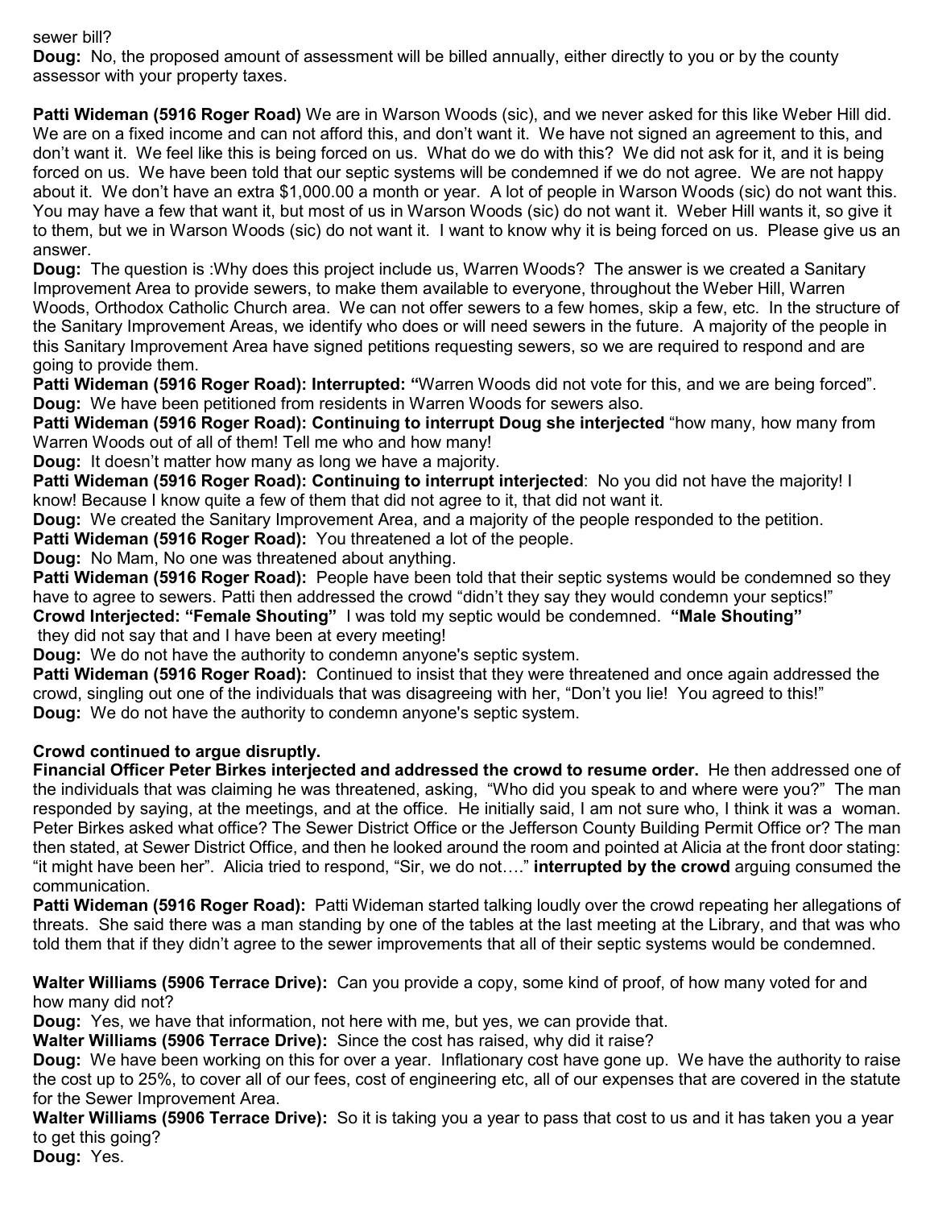sewer bill?

**Doug:** No, the proposed amount of assessment will be billed annually, either directly to you or by the county assessor with your property taxes.

**Patti Wideman (5916 Roger Road)** We are in Warson Woods (sic), and we never asked for this like Weber Hill did. We are on a fixed income and can not afford this, and don't want it. We have not signed an agreement to this, and don't want it. We feel like this is being forced on us. What do we do with this? We did not ask for it, and it is being forced on us. We have been told that our septic systems will be condemned if we do not agree. We are not happy about it. We don't have an extra $1,000.00 a month or year. A lot of people in Warson Woods (sic) do not want this. You may have a few that want it, but most of us in Warson Woods (sic) do not want it. Weber Hill wants it, so give it to them, but we in Warson Woods (sic) do not want it. I want to know why it is being forced on us. Please give us an answer.

**Doug:** The question is :Why does this project include us, Warren Woods? The answer is we created a Sanitary Improvement Area to provide sewers, to make them available to everyone, throughout the Weber Hill, Warren Woods, Orthodox Catholic Church area. We can not offer sewers to a few homes, skip a few, etc. In the structure of the Sanitary Improvement Areas, we identify who does or will need sewers in the future. A majority of the people in this Sanitary Improvement Area have signed petitions requesting sewers, so we are required to respond and are going to provide them.

**Patti Wideman (5916 Roger Road): Interrupted: "**Warren Woods did not vote for this, and we are being forced".

**Doug:** We have been petitioned from residents in Warren Woods for sewers also.

**Patti Wideman (5916 Roger Road): Continuing to interrupt Doug she interjected** "how many, how many from Warren Woods out of all of them! Tell me who and how many!

**Doug:** It doesn't matter how many as long we have a majority.

**Patti Wideman (5916 Roger Road): Continuing to interrupt interjected**: No you did not have the majority! I know! Because I know quite a few of them that did not agree to it, that did not want it.

**Doug:** We created the Sanitary Improvement Area, and a majority of the people responded to the petition.

**Patti Wideman (5916 Roger Road):** You threatened a lot of the people.

**Doug:** No Mam, No one was threatened about anything.

**Patti Wideman (5916 Roger Road):** People have been told that their septic systems would be condemned so they have to agree to sewers. Patti then addressed the crowd "didn't they say they would condemn your septics!"

**Crowd Interjected: "Female Shouting"** I was told my septic would be condemned. **"Male Shouting"** they did not say that and I have been at every meeting!

**Doug:** We do not have the authority to condemn anyone's septic system.

**Patti Wideman (5916 Roger Road):** Continued to insist that they were threatened and once again addressed the crowd, singling out one of the individuals that was disagreeing with her, "Don't you lie! You agreed to this!"

**Doug:** We do not have the authority to condemn anyone's septic system.

**Crowd continued to argue disruptly.**

**Financial Officer Peter Birkes interjected and addressed the crowd to resume order.** He then addressed one of the individuals that was claiming he was threatened, asking, "Who did you speak to and where were you?" The man responded by saying, at the meetings, and at the office. He initially said, I am not sure who, I think it was a woman. Peter Birkes asked what office? The Sewer District Office or the Jefferson County Building Permit Office or? The man then stated, at Sewer District Office, and then he looked around the room and pointed at Alicia at the front door stating: "it might have been her". Alicia tried to respond, "Sir, we do not…." **interrupted by the crowd** arguing consumed the communication.

**Patti Wideman (5916 Roger Road):** Patti Wideman started talking loudly over the crowd repeating her allegations of threats. She said there was a man standing by one of the tables at the last meeting at the Library, and that was who told them that if they didn't agree to the sewer improvements that all of their septic systems would be condemned.

**Walter Williams (5906 Terrace Drive):** Can you provide a copy, some kind of proof, of how many voted for and how many did not?

**Doug:** Yes, we have that information, not here with me, but yes, we can provide that.

**Walter Williams (5906 Terrace Drive):** Since the cost has raised, why did it raise?

**Doug:** We have been working on this for over a year. Inflationary cost have gone up. We have the authority to raise the cost up to 25%, to cover all of our fees, cost of engineering etc, all of our expenses that are covered in the statute for the Sewer Improvement Area.

**Walter Williams (5906 Terrace Drive):** So it is taking you a year to pass that cost to us and it has taken you a year to get this going?

**Doug:** Yes.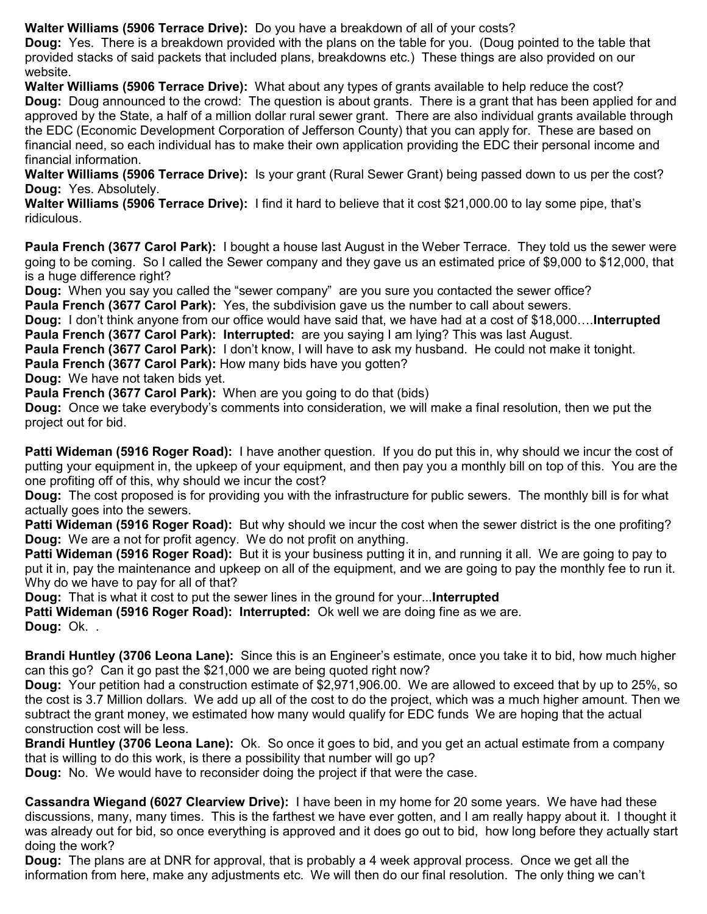**Walter Williams (5906 Terrace Drive):** Do you have a breakdown of all of your costs?
**Doug:** Yes. There is a breakdown provided with the plans on the table for you. (Doug pointed to the table that provided stacks of said packets that included plans, breakdowns etc.) These things are also provided on our website.
**Walter Williams (5906 Terrace Drive):** What about any types of grants available to help reduce the cost?
**Doug:** Doug announced to the crowd: The question is about grants. There is a grant that has been applied for and approved by the State, a half of a million dollar rural sewer grant. There are also individual grants available through the EDC (Economic Development Corporation of Jefferson County) that you can apply for. These are based on financial need, so each individual has to make their own application providing the EDC their personal income and financial information.
**Walter Williams (5906 Terrace Drive):** Is your grant (Rural Sewer Grant) being passed down to us per the cost?
**Doug:** Yes. Absolutely.
**Walter Williams (5906 Terrace Drive):** I find it hard to believe that it cost $21,000.00 to lay some pipe, that's ridiculous.

**Paula French (3677 Carol Park):** I bought a house last August in the Weber Terrace. They told us the sewer were going to be coming. So I called the Sewer company and they gave us an estimated price of $9,000 to $12,000, that is a huge difference right?
**Doug:** When you say you called the "sewer company" are you sure you contacted the sewer office?
**Paula French (3677 Carol Park):** Yes, the subdivision gave us the number to call about sewers.
**Doug:** I don't think anyone from our office would have said that, we have had at a cost of $18,000….**Interrupted**
**Paula French (3677 Carol Park): Interrupted:** are you saying I am lying? This was last August.
**Paula French (3677 Carol Park):** I don't know, I will have to ask my husband. He could not make it tonight.
**Paula French (3677 Carol Park):** How many bids have you gotten?
**Doug:** We have not taken bids yet.
**Paula French (3677 Carol Park):** When are you going to do that (bids)
**Doug:** Once we take everybody's comments into consideration, we will make a final resolution, then we put the project out for bid.

**Patti Wideman (5916 Roger Road):** I have another question. If you do put this in, why should we incur the cost of putting your equipment in, the upkeep of your equipment, and then pay you a monthly bill on top of this. You are the one profiting off of this, why should we incur the cost?
**Doug:** The cost proposed is for providing you with the infrastructure for public sewers. The monthly bill is for what actually goes into the sewers.
**Patti Wideman (5916 Roger Road):** But why should we incur the cost when the sewer district is the one profiting?
**Doug:** We are a not for profit agency. We do not profit on anything.
**Patti Wideman (5916 Roger Road):** But it is your business putting it in, and running it all. We are going to pay to put it in, pay the maintenance and upkeep on all of the equipment, and we are going to pay the monthly fee to run it. Why do we have to pay for all of that?
**Doug:** That is what it cost to put the sewer lines in the ground for your...**Interrupted**
**Patti Wideman (5916 Roger Road): Interrupted:** Ok well we are doing fine as we are.
**Doug:** Ok. .

**Brandi Huntley (3706 Leona Lane):** Since this is an Engineer's estimate, once you take it to bid, how much higher can this go? Can it go past the $21,000 we are being quoted right now?
**Doug:** Your petition had a construction estimate of $2,971,906.00. We are allowed to exceed that by up to 25%, so the cost is 3.7 Million dollars. We add up all of the cost to do the project, which was a much higher amount. Then we subtract the grant money, we estimated how many would qualify for EDC funds We are hoping that the actual construction cost will be less.
**Brandi Huntley (3706 Leona Lane):** Ok. So once it goes to bid, and you get an actual estimate from a company that is willing to do this work, is there a possibility that number will go up?
**Doug:** No. We would have to reconsider doing the project if that were the case.

**Cassandra Wiegand (6027 Clearview Drive):** I have been in my home for 20 some years. We have had these discussions, many, many times. This is the farthest we have ever gotten, and I am really happy about it. I thought it was already out for bid, so once everything is approved and it does go out to bid, how long before they actually start doing the work?
**Doug:** The plans are at DNR for approval, that is probably a 4 week approval process. Once we get all the information from here, make any adjustments etc. We will then do our final resolution. The only thing we can't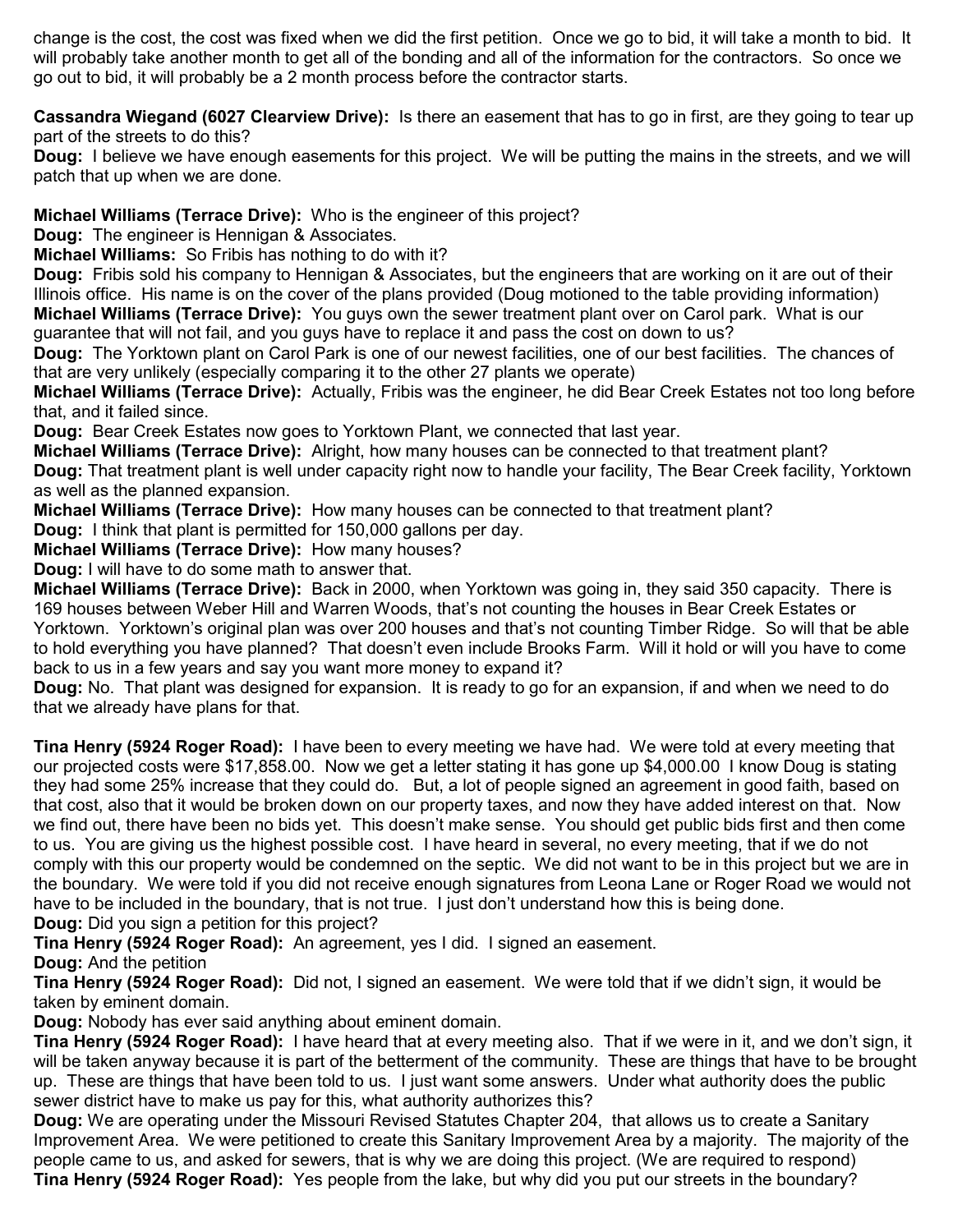change is the cost, the cost was fixed when we did the first petition. Once we go to bid, it will take a month to bid. It will probably take another month to get all of the bonding and all of the information for the contractors. So once we go out to bid, it will probably be a 2 month process before the contractor starts.

**Cassandra Wiegand (6027 Clearview Drive):** Is there an easement that has to go in first, are they going to tear up part of the streets to do this?
**Doug:** I believe we have enough easements for this project. We will be putting the mains in the streets, and we will patch that up when we are done.

**Michael Williams (Terrace Drive):** Who is the engineer of this project?
**Doug:** The engineer is Hennigan & Associates.
**Michael Williams:** So Fribis has nothing to do with it?
**Doug:** Fribis sold his company to Hennigan & Associates, but the engineers that are working on it are out of their Illinois office. His name is on the cover of the plans provided (Doug motioned to the table providing information)
**Michael Williams (Terrace Drive):** You guys own the sewer treatment plant over on Carol park. What is our guarantee that will not fail, and you guys have to replace it and pass the cost on down to us?
**Doug:** The Yorktown plant on Carol Park is one of our newest facilities, one of our best facilities. The chances of that are very unlikely (especially comparing it to the other 27 plants we operate)
**Michael Williams (Terrace Drive):** Actually, Fribis was the engineer, he did Bear Creek Estates not too long before that, and it failed since.
**Doug:** Bear Creek Estates now goes to Yorktown Plant, we connected that last year.
**Michael Williams (Terrace Drive):** Alright, how many houses can be connected to that treatment plant?
**Doug:** That treatment plant is well under capacity right now to handle your facility, The Bear Creek facility, Yorktown as well as the planned expansion.
**Michael Williams (Terrace Drive):** How many houses can be connected to that treatment plant?
**Doug:** I think that plant is permitted for 150,000 gallons per day.
**Michael Williams (Terrace Drive):** How many houses?
**Doug:** I will have to do some math to answer that.
**Michael Williams (Terrace Drive):** Back in 2000, when Yorktown was going in, they said 350 capacity. There is 169 houses between Weber Hill and Warren Woods, that's not counting the houses in Bear Creek Estates or Yorktown. Yorktown's original plan was over 200 houses and that's not counting Timber Ridge. So will that be able to hold everything you have planned? That doesn't even include Brooks Farm. Will it hold or will you have to come back to us in a few years and say you want more money to expand it?
**Doug:** No. That plant was designed for expansion. It is ready to go for an expansion, if and when we need to do that we already have plans for that.

**Tina Henry (5924 Roger Road):** I have been to every meeting we have had. We were told at every meeting that our projected costs were $17,858.00. Now we get a letter stating it has gone up $4,000.00 I know Doug is stating they had some 25% increase that they could do. But, a lot of people signed an agreement in good faith, based on that cost, also that it would be broken down on our property taxes, and now they have added interest on that. Now we find out, there have been no bids yet. This doesn't make sense. You should get public bids first and then come to us. You are giving us the highest possible cost. I have heard in several, no every meeting, that if we do not comply with this our property would be condemned on the septic. We did not want to be in this project but we are in the boundary. We were told if you did not receive enough signatures from Leona Lane or Roger Road we would not have to be included in the boundary, that is not true. I just don't understand how this is being done.
**Doug:** Did you sign a petition for this project?
**Tina Henry (5924 Roger Road):** An agreement, yes I did. I signed an easement.
**Doug:** And the petition
**Tina Henry (5924 Roger Road):** Did not, I signed an easement. We were told that if we didn't sign, it would be taken by eminent domain.
**Doug:** Nobody has ever said anything about eminent domain.
**Tina Henry (5924 Roger Road):** I have heard that at every meeting also. That if we were in it, and we don't sign, it will be taken anyway because it is part of the betterment of the community. These are things that have to be brought up. These are things that have been told to us. I just want some answers. Under what authority does the public sewer district have to make us pay for this, what authority authorizes this?
**Doug:** We are operating under the Missouri Revised Statutes Chapter 204, that allows us to create a Sanitary Improvement Area. We were petitioned to create this Sanitary Improvement Area by a majority. The majority of the people came to us, and asked for sewers, that is why we are doing this project. (We are required to respond)
**Tina Henry (5924 Roger Road):** Yes people from the lake, but why did you put our streets in the boundary?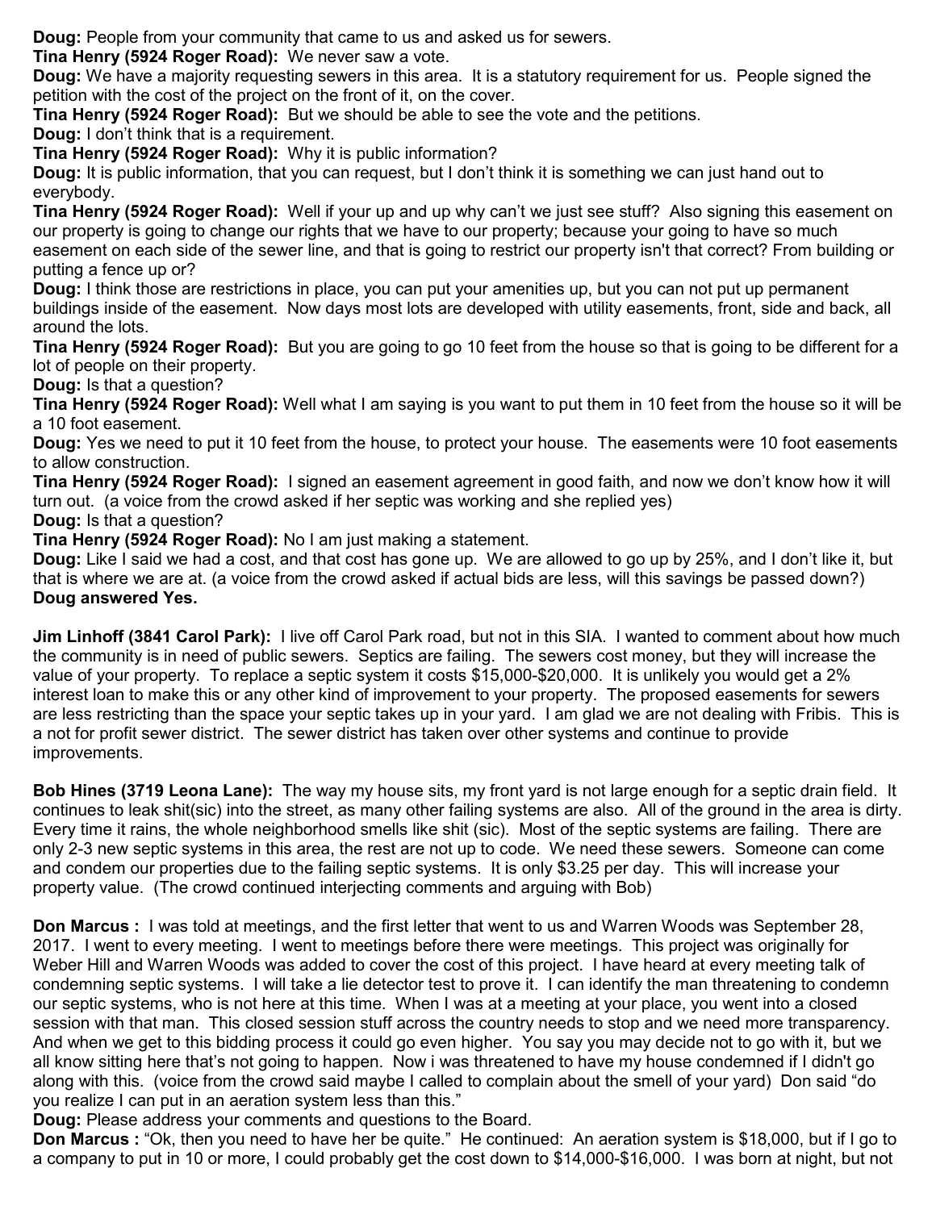**Doug:** People from your community that came to us and asked us for sewers.

**Tina Henry (5924 Roger Road):** We never saw a vote.

**Doug:** We have a majority requesting sewers in this area. It is a statutory requirement for us. People signed the petition with the cost of the project on the front of it, on the cover.

**Tina Henry (5924 Roger Road):** But we should be able to see the vote and the petitions.

**Doug:** I don't think that is a requirement.

**Tina Henry (5924 Roger Road):** Why it is public information?

**Doug:** It is public information, that you can request, but I don't think it is something we can just hand out to everybody.

**Tina Henry (5924 Roger Road):** Well if your up and up why can't we just see stuff? Also signing this easement on our property is going to change our rights that we have to our property; because your going to have so much easement on each side of the sewer line, and that is going to restrict our property isn't that correct? From building or putting a fence up or?

**Doug:** I think those are restrictions in place, you can put your amenities up, but you can not put up permanent buildings inside of the easement. Now days most lots are developed with utility easements, front, side and back, all around the lots.

**Tina Henry (5924 Roger Road):** But you are going to go 10 feet from the house so that is going to be different for a lot of people on their property.

**Doug:** Is that a question?

**Tina Henry (5924 Roger Road):** Well what I am saying is you want to put them in 10 feet from the house so it will be a 10 foot easement.

**Doug:** Yes we need to put it 10 feet from the house, to protect your house. The easements were 10 foot easements to allow construction.

**Tina Henry (5924 Roger Road):** I signed an easement agreement in good faith, and now we don't know how it will turn out. (a voice from the crowd asked if her septic was working and she replied yes)

**Doug:** Is that a question?

**Tina Henry (5924 Roger Road):** No I am just making a statement.

**Doug:** Like I said we had a cost, and that cost has gone up. We are allowed to go up by 25%, and I don't like it, but that is where we are at. (a voice from the crowd asked if actual bids are less, will this savings be passed down?) **Doug answered Yes.**

**Jim Linhoff (3841 Carol Park):** I live off Carol Park road, but not in this SIA. I wanted to comment about how much the community is in need of public sewers. Septics are failing. The sewers cost money, but they will increase the value of your property. To replace a septic system it costs $15,000-$20,000. It is unlikely you would get a 2% interest loan to make this or any other kind of improvement to your property. The proposed easements for sewers are less restricting than the space your septic takes up in your yard. I am glad we are not dealing with Fribis. This is a not for profit sewer district. The sewer district has taken over other systems and continue to provide improvements.

**Bob Hines (3719 Leona Lane):** The way my house sits, my front yard is not large enough for a septic drain field. It continues to leak shit(sic) into the street, as many other failing systems are also. All of the ground in the area is dirty. Every time it rains, the whole neighborhood smells like shit (sic). Most of the septic systems are failing. There are only 2-3 new septic systems in this area, the rest are not up to code. We need these sewers. Someone can come and condem our properties due to the failing septic systems. It is only $3.25 per day. This will increase your property value. (The crowd continued interjecting comments and arguing with Bob)

**Don Marcus :** I was told at meetings, and the first letter that went to us and Warren Woods was September 28, 2017. I went to every meeting. I went to meetings before there were meetings. This project was originally for Weber Hill and Warren Woods was added to cover the cost of this project. I have heard at every meeting talk of condemning septic systems. I will take a lie detector test to prove it. I can identify the man threatening to condemn our septic systems, who is not here at this time. When I was at a meeting at your place, you went into a closed session with that man. This closed session stuff across the country needs to stop and we need more transparency. And when we get to this bidding process it could go even higher. You say you may decide not to go with it, but we all know sitting here that's not going to happen. Now i was threatened to have my house condemned if I didn't go along with this. (voice from the crowd said maybe I called to complain about the smell of your yard) Don said "do you realize I can put in an aeration system less than this."

**Doug:** Please address your comments and questions to the Board.

**Don Marcus :** "Ok, then you need to have her be quite." He continued: An aeration system is $18,000, but if I go to a company to put in 10 or more, I could probably get the cost down to $14,000-$16,000. I was born at night, but not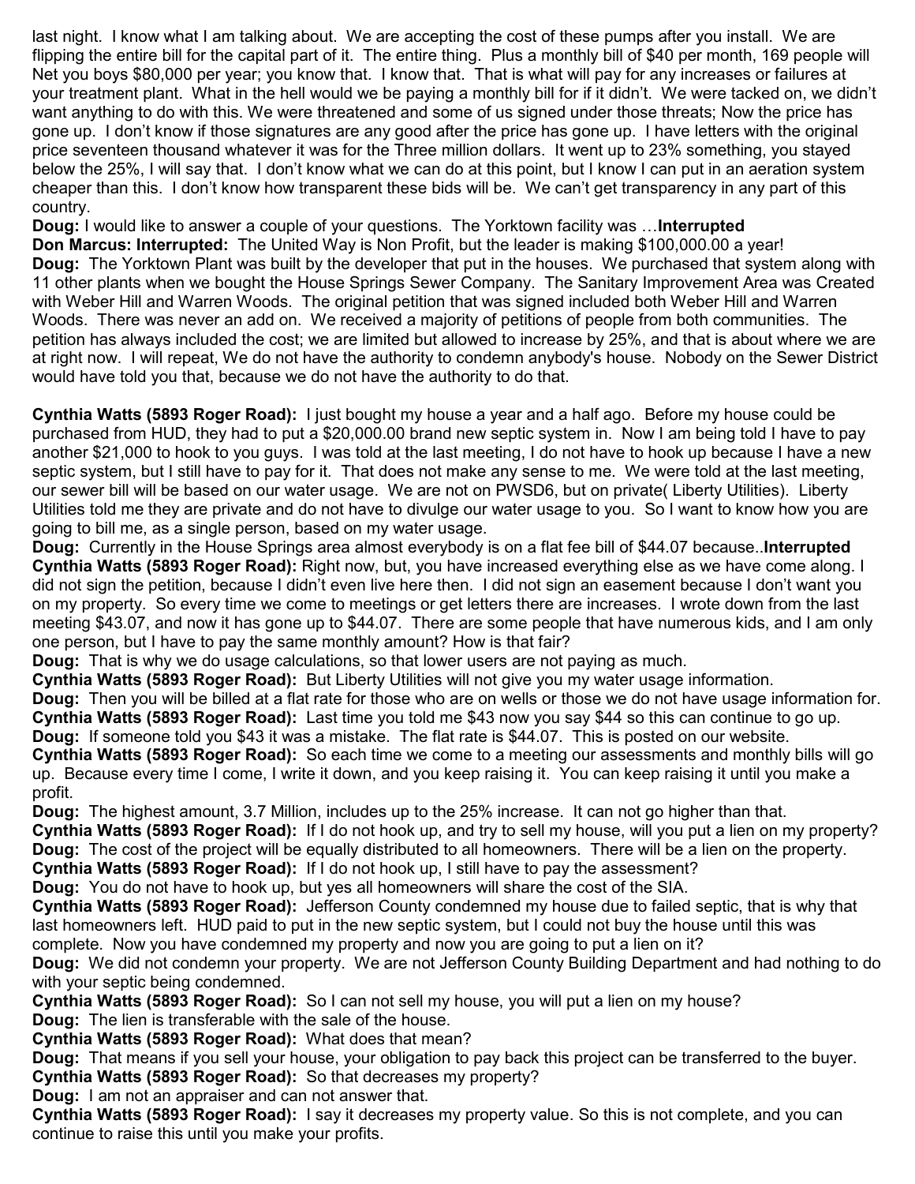last night. I know what I am talking about. We are accepting the cost of these pumps after you install. We are flipping the entire bill for the capital part of it. The entire thing. Plus a monthly bill of $40 per month, 169 people will Net you boys $80,000 per year; you know that. I know that. That is what will pay for any increases or failures at your treatment plant. What in the hell would we be paying a monthly bill for if it didn't. We were tacked on, we didn't want anything to do with this. We were threatened and some of us signed under those threats; Now the price has gone up. I don't know if those signatures are any good after the price has gone up. I have letters with the original price seventeen thousand whatever it was for the Three million dollars. It went up to 23% something, you stayed below the 25%, I will say that. I don't know what we can do at this point, but I know I can put in an aeration system cheaper than this. I don't know how transparent these bids will be. We can't get transparency in any part of this country.

**Doug:** I would like to answer a couple of your questions. The Yorktown facility was …**Interrupted**

**Don Marcus: Interrupted:** The United Way is Non Profit, but the leader is making $100,000.00 a year!

**Doug:** The Yorktown Plant was built by the developer that put in the houses. We purchased that system along with 11 other plants when we bought the House Springs Sewer Company. The Sanitary Improvement Area was Created with Weber Hill and Warren Woods. The original petition that was signed included both Weber Hill and Warren Woods. There was never an add on. We received a majority of petitions of people from both communities. The petition has always included the cost; we are limited but allowed to increase by 25%, and that is about where we are at right now. I will repeat, We do not have the authority to condemn anybody's house. Nobody on the Sewer District would have told you that, because we do not have the authority to do that.

**Cynthia Watts (5893 Roger Road):** I just bought my house a year and a half ago. Before my house could be purchased from HUD, they had to put a $20,000.00 brand new septic system in. Now I am being told I have to pay another $21,000 to hook to you guys. I was told at the last meeting, I do not have to hook up because I have a new septic system, but I still have to pay for it. That does not make any sense to me. We were told at the last meeting, our sewer bill will be based on our water usage. We are not on PWSD6, but on private( Liberty Utilities). Liberty Utilities told me they are private and do not have to divulge our water usage to you. So I want to know how you are going to bill me, as a single person, based on my water usage.

**Doug:** Currently in the House Springs area almost everybody is on a flat fee bill of $44.07 because..**Interrupted**

**Cynthia Watts (5893 Roger Road):** Right now, but, you have increased everything else as we have come along. I did not sign the petition, because I didn't even live here then. I did not sign an easement because I don't want you on my property. So every time we come to meetings or get letters there are increases. I wrote down from the last meeting $43.07, and now it has gone up to $44.07. There are some people that have numerous kids, and I am only one person, but I have to pay the same monthly amount? How is that fair?

**Doug:** That is why we do usage calculations, so that lower users are not paying as much.

**Cynthia Watts (5893 Roger Road):** But Liberty Utilities will not give you my water usage information.

**Doug:** Then you will be billed at a flat rate for those who are on wells or those we do not have usage information for.

**Cynthia Watts (5893 Roger Road):** Last time you told me $43 now you say $44 so this can continue to go up.

**Doug:** If someone told you $43 it was a mistake. The flat rate is $44.07. This is posted on our website.

**Cynthia Watts (5893 Roger Road):** So each time we come to a meeting our assessments and monthly bills will go up. Because every time I come, I write it down, and you keep raising it. You can keep raising it until you make a profit.

**Doug:** The highest amount, 3.7 Million, includes up to the 25% increase. It can not go higher than that.

**Cynthia Watts (5893 Roger Road):** If I do not hook up, and try to sell my house, will you put a lien on my property?

**Doug:** The cost of the project will be equally distributed to all homeowners. There will be a lien on the property.

**Cynthia Watts (5893 Roger Road):** If I do not hook up, I still have to pay the assessment?

**Doug:** You do not have to hook up, but yes all homeowners will share the cost of the SIA.

**Cynthia Watts (5893 Roger Road):** Jefferson County condemned my house due to failed septic, that is why that last homeowners left. HUD paid to put in the new septic system, but I could not buy the house until this was complete. Now you have condemned my property and now you are going to put a lien on it?

**Doug:** We did not condemn your property. We are not Jefferson County Building Department and had nothing to do with your septic being condemned.

**Cynthia Watts (5893 Roger Road):** So I can not sell my house, you will put a lien on my house?

**Doug:** The lien is transferable with the sale of the house.

**Cynthia Watts (5893 Roger Road):** What does that mean?

**Doug:** That means if you sell your house, your obligation to pay back this project can be transferred to the buyer.

**Cynthia Watts (5893 Roger Road):** So that decreases my property?

**Doug:** I am not an appraiser and can not answer that.

**Cynthia Watts (5893 Roger Road):** I say it decreases my property value. So this is not complete, and you can continue to raise this until you make your profits.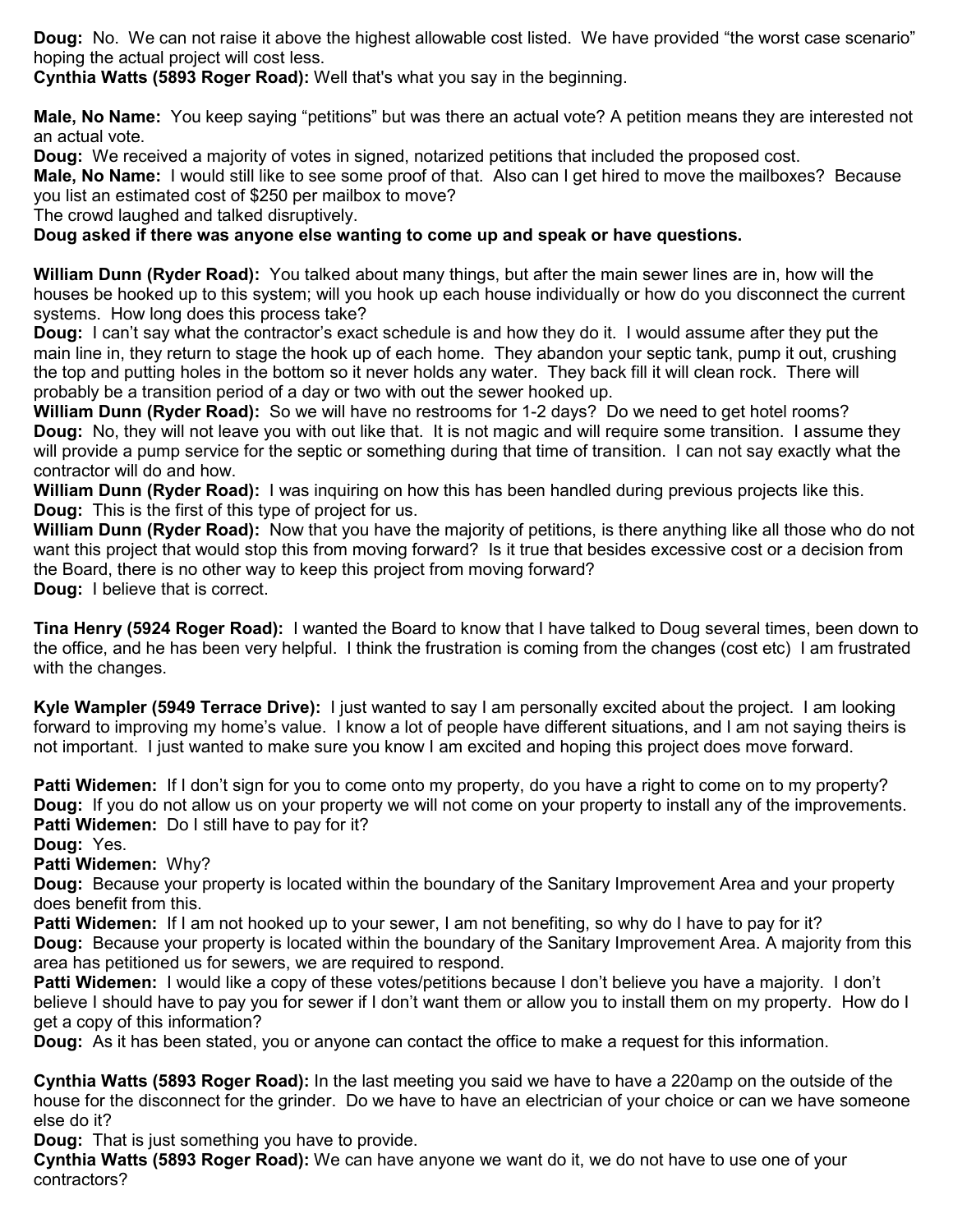**Doug:** No. We can not raise it above the highest allowable cost listed. We have provided "the worst case scenario" hoping the actual project will cost less.
**Cynthia Watts (5893 Roger Road):** Well that's what you say in the beginning.

**Male, No Name:** You keep saying "petitions" but was there an actual vote? A petition means they are interested not an actual vote.
**Doug:** We received a majority of votes in signed, notarized petitions that included the proposed cost.
**Male, No Name:** I would still like to see some proof of that. Also can I get hired to move the mailboxes? Because you list an estimated cost of $250 per mailbox to move?
The crowd laughed and talked disruptively.
**Doug asked if there was anyone else wanting to come up and speak or have questions.**

**William Dunn (Ryder Road):** You talked about many things, but after the main sewer lines are in, how will the houses be hooked up to this system; will you hook up each house individually or how do you disconnect the current systems. How long does this process take?
**Doug:** I can't say what the contractor's exact schedule is and how they do it. I would assume after they put the main line in, they return to stage the hook up of each home. They abandon your septic tank, pump it out, crushing the top and putting holes in the bottom so it never holds any water. They back fill it will clean rock. There will probably be a transition period of a day or two with out the sewer hooked up.
**William Dunn (Ryder Road):** So we will have no restrooms for 1-2 days? Do we need to get hotel rooms?
**Doug:** No, they will not leave you with out like that. It is not magic and will require some transition. I assume they will provide a pump service for the septic or something during that time of transition. I can not say exactly what the contractor will do and how.
**William Dunn (Ryder Road):** I was inquiring on how this has been handled during previous projects like this.
**Doug:** This is the first of this type of project for us.
**William Dunn (Ryder Road):** Now that you have the majority of petitions, is there anything like all those who do not want this project that would stop this from moving forward? Is it true that besides excessive cost or a decision from the Board, there is no other way to keep this project from moving forward?
**Doug:** I believe that is correct.

**Tina Henry (5924 Roger Road):** I wanted the Board to know that I have talked to Doug several times, been down to the office, and he has been very helpful. I think the frustration is coming from the changes (cost etc) I am frustrated with the changes.

**Kyle Wampler (5949 Terrace Drive):** I just wanted to say I am personally excited about the project. I am looking forward to improving my home's value. I know a lot of people have different situations, and I am not saying theirs is not important. I just wanted to make sure you know I am excited and hoping this project does move forward.

**Patti Widemen:** If I don't sign for you to come onto my property, do you have a right to come on to my property?
**Doug:** If you do not allow us on your property we will not come on your property to install any of the improvements.
**Patti Widemen:** Do I still have to pay for it?
**Doug:** Yes.
**Patti Widemen:** Why?
**Doug:** Because your property is located within the boundary of the Sanitary Improvement Area and your property does benefit from this.
**Patti Widemen:** If I am not hooked up to your sewer, I am not benefiting, so why do I have to pay for it?
**Doug:** Because your property is located within the boundary of the Sanitary Improvement Area. A majority from this area has petitioned us for sewers, we are required to respond.
**Patti Widemen:** I would like a copy of these votes/petitions because I don't believe you have a majority. I don't believe I should have to pay you for sewer if I don't want them or allow you to install them on my property. How do I get a copy of this information?
**Doug:** As it has been stated, you or anyone can contact the office to make a request for this information.

**Cynthia Watts (5893 Roger Road):** In the last meeting you said we have to have a 220amp on the outside of the house for the disconnect for the grinder. Do we have to have an electrician of your choice or can we have someone else do it?
**Doug:** That is just something you have to provide.
**Cynthia Watts (5893 Roger Road):** We can have anyone we want do it, we do not have to use one of your contractors?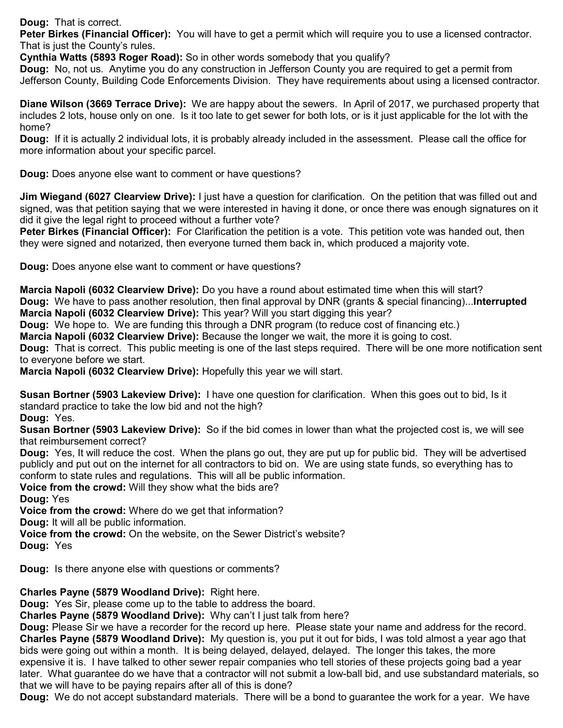**Doug:** That is correct.
**Peter Birkes (Financial Officer):** You will have to get a permit which will require you to use a licensed contractor. That is just the County's rules.
**Cynthia Watts (5893 Roger Road):** So in other words somebody that you qualify?
**Doug:** No, not us. Anytime you do any construction in Jefferson County you are required to get a permit from Jefferson County, Building Code Enforcements Division. They have requirements about using a licensed contractor.

**Diane Wilson (3669 Terrace Drive):** We are happy about the sewers. In April of 2017, we purchased property that includes 2 lots, house only on one. Is it too late to get sewer for both lots, or is it just applicable for the lot with the home?
**Doug:** If it is actually 2 individual lots, it is probably already included in the assessment. Please call the office for more information about your specific parcel.

**Doug:** Does anyone else want to comment or have questions?

**Jim Wiegand (6027 Clearview Drive):** I just have a question for clarification. On the petition that was filled out and signed, was that petition saying that we were interested in having it done, or once there was enough signatures on it did it give the legal right to proceed without a further vote?
**Peter Birkes (Financial Officer):** For Clarification the petition is a vote. This petition vote was handed out, then they were signed and notarized, then everyone turned them back in, which produced a majority vote.

**Doug:** Does anyone else want to comment or have questions?

**Marcia Napoli (6032 Clearview Drive):** Do you have a round about estimated time when this will start?
**Doug:** We have to pass another resolution, then final approval by DNR (grants & special financing)...**Interrupted**
**Marcia Napoli (6032 Clearview Drive):** This year? Will you start digging this year?
**Doug:** We hope to. We are funding this through a DNR program (to reduce cost of financing etc.)
**Marcia Napoli (6032 Clearview Drive):** Because the longer we wait, the more it is going to cost.
**Doug:** That is correct. This public meeting is one of the last steps required. There will be one more notification sent to everyone before we start.
**Marcia Napoli (6032 Clearview Drive):** Hopefully this year we will start.

**Susan Bortner (5903 Lakeview Drive):** I have one question for clarification. When this goes out to bid, Is it standard practice to take the low bid and not the high?
**Doug:** Yes.
**Susan Bortner (5903 Lakeview Drive):** So if the bid comes in lower than what the projected cost is, we will see that reimbursement correct?
**Doug:** Yes, It will reduce the cost. When the plans go out, they are put up for public bid. They will be advertised publicly and put out on the internet for all contractors to bid on. We are using state funds, so everything has to conform to state rules and regulations. This will all be public information.
**Voice from the crowd:** Will they show what the bids are?
**Doug:** Yes
**Voice from the crowd:** Where do we get that information?
**Doug:** It will all be public information.
**Voice from the crowd:** On the website, on the Sewer District's website?
**Doug:** Yes

**Doug:** Is there anyone else with questions or comments?

**Charles Payne (5879 Woodland Drive):** Right here.
**Doug:** Yes Sir, please come up to the table to address the board.
**Charles Payne (5879 Woodland Drive):** Why can't I just talk from here?
**Doug:** Please Sir we have a recorder for the record up here. Please state your name and address for the record.
**Charles Payne (5879 Woodland Drive):** My question is, you put it out for bids, I was told almost a year ago that bids were going out within a month. It is being delayed, delayed, delayed. The longer this takes, the more expensive it is. I have talked to other sewer repair companies who tell stories of these projects going bad a year later. What guarantee do we have that a contractor will not submit a low-ball bid, and use substandard materials, so that we will have to be paying repairs after all of this is done?
**Doug:** We do not accept substandard materials. There will be a bond to guarantee the work for a year. We have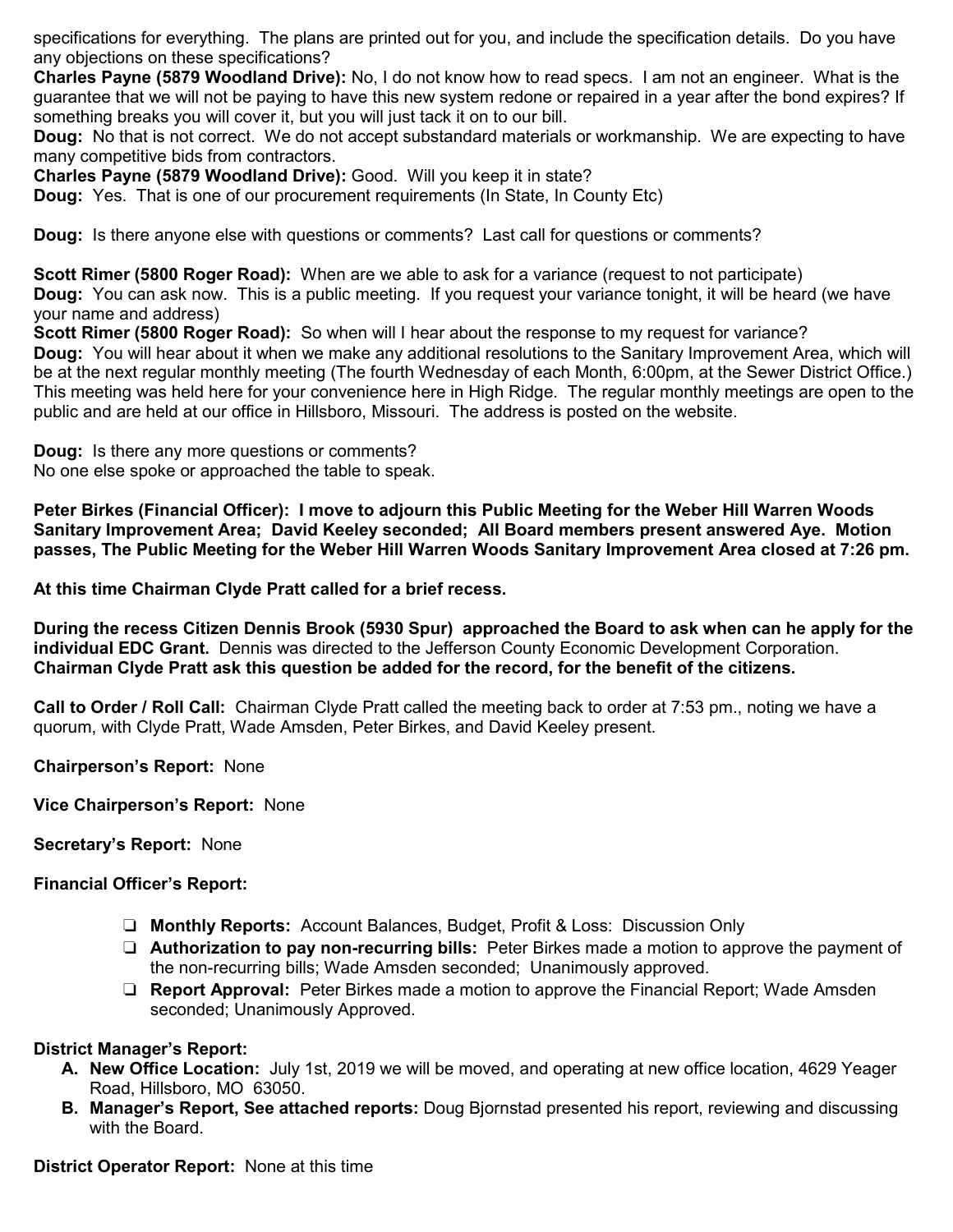specifications for everything. The plans are printed out for you, and include the specification details. Do you have any objections on these specifications?

**Charles Payne (5879 Woodland Drive):** No, I do not know how to read specs. I am not an engineer. What is the guarantee that we will not be paying to have this new system redone or repaired in a year after the bond expires? If something breaks you will cover it, but you will just tack it on to our bill.

**Doug:** No that is not correct. We do not accept substandard materials or workmanship. We are expecting to have many competitive bids from contractors.

**Charles Payne (5879 Woodland Drive):** Good. Will you keep it in state?

**Doug:** Yes. That is one of our procurement requirements (In State, In County Etc)

**Doug:** Is there anyone else with questions or comments? Last call for questions or comments?

**Scott Rimer (5800 Roger Road):** When are we able to ask for a variance (request to not participate)

**Doug:** You can ask now. This is a public meeting. If you request your variance tonight, it will be heard (we have your name and address)

**Scott Rimer (5800 Roger Road):** So when will I hear about the response to my request for variance?

**Doug:** You will hear about it when we make any additional resolutions to the Sanitary Improvement Area, which will be at the next regular monthly meeting (The fourth Wednesday of each Month, 6:00pm, at the Sewer District Office.) This meeting was held here for your convenience here in High Ridge. The regular monthly meetings are open to the public and are held at our office in Hillsboro, Missouri. The address is posted on the website.

**Doug:** Is there any more questions or comments?
No one else spoke or approached the table to speak.

**Peter Birkes (Financial Officer): I move to adjourn this Public Meeting for the Weber Hill Warren Woods Sanitary Improvement Area; David Keeley seconded; All Board members present answered Aye. Motion passes, The Public Meeting for the Weber Hill Warren Woods Sanitary Improvement Area closed at 7:26 pm.**

**At this time Chairman Clyde Pratt called for a brief recess.**

**During the recess Citizen Dennis Brook (5930 Spur) approached the Board to ask when can he apply for the individual EDC Grant.** Dennis was directed to the Jefferson County Economic Development Corporation. **Chairman Clyde Pratt ask this question be added for the record, for the benefit of the citizens.**

**Call to Order / Roll Call:** Chairman Clyde Pratt called the meeting back to order at 7:53 pm., noting we have a quorum, with Clyde Pratt, Wade Amsden, Peter Birkes, and David Keeley present.

**Chairperson's Report:** None

**Vice Chairperson's Report:** None

**Secretary's Report:** None

**Financial Officer's Report:**

- **Monthly Reports:** Account Balances, Budget, Profit & Loss: Discussion Only
- **Authorization to pay non-recurring bills:** Peter Birkes made a motion to approve the payment of the non-recurring bills; Wade Amsden seconded; Unanimously approved.
- **Report Approval:** Peter Birkes made a motion to approve the Financial Report; Wade Amsden seconded; Unanimously Approved.

**District Manager's Report:**

A. **New Office Location:** July 1st, 2019 we will be moved, and operating at new office location, 4629 Yeager Road, Hillsboro, MO 63050.
B. **Manager's Report, See attached reports:** Doug Bjornstad presented his report, reviewing and discussing with the Board.

**District Operator Report:** None at this time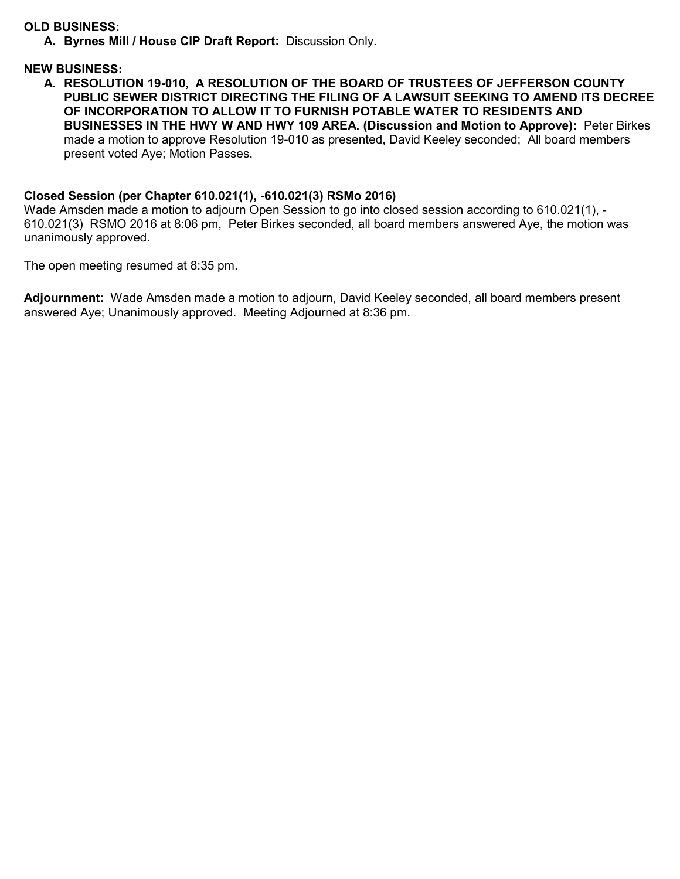**OLD BUSINESS:**

A. **Byrnes Mill / House CIP Draft Report:** Discussion Only.

**NEW BUSINESS:**

A. **RESOLUTION 19-010, A RESOLUTION OF THE BOARD OF TRUSTEES OF JEFFERSON COUNTY PUBLIC SEWER DISTRICT DIRECTING THE FILING OF A LAWSUIT SEEKING TO AMEND ITS DECREE OF INCORPORATION TO ALLOW IT TO FURNISH POTABLE WATER TO RESIDENTS AND BUSINESSES IN THE HWY W AND HWY 109 AREA. (Discussion and Motion to Approve):** Peter Birkes made a motion to approve Resolution 19-010 as presented, David Keeley seconded; All board members present voted Aye; Motion Passes.

**Closed Session (per Chapter 610.021(1), -610.021(3) RSMo 2016)**

Wade Amsden made a motion to adjourn Open Session to go into closed session according to 610.021(1), -610.021(3) RSMO 2016 at 8:06 pm, Peter Birkes seconded, all board members answered Aye, the motion was unanimously approved.

The open meeting resumed at 8:35 pm.

**Adjournment:** Wade Amsden made a motion to adjourn, David Keeley seconded, all board members present answered Aye; Unanimously approved. Meeting Adjourned at 8:36 pm.